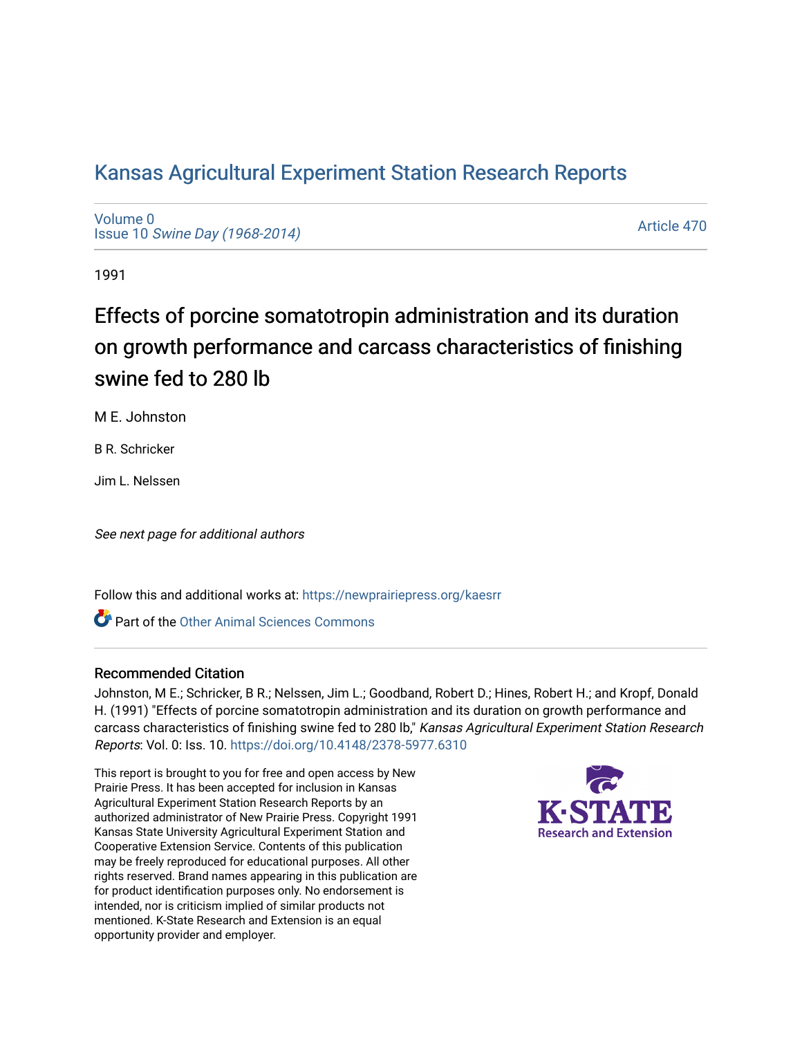# Kansas Agricultural Experiment Station Research Reports

Volume 0
Issue 10 *Swine Day (1968-2014)*

Article 470

1991

## Effects of porcine somatotropin administration and its duration on growth performance and carcass characteristics of finishing swine fed to 280 lb

M E. Johnston

B R. Schricker

Jim L. Nelssen

*See next page for additional authors*

Follow this and additional works at: https://newprairiepress.org/kaesrr

Part of the Other Animal Sciences Commons

### Recommended Citation

Johnston, M E.; Schricker, B R.; Nelssen, Jim L.; Goodband, Robert D.; Hines, Robert H.; and Kropf, Donald H. (1991) "Effects of porcine somatotropin administration and its duration on growth performance and carcass characteristics of finishing swine fed to 280 lb," *Kansas Agricultural Experiment Station Research Reports*: Vol. 0: Iss. 10. https://doi.org/10.4148/2378-5977.6310

This report is brought to you for free and open access by New Prairie Press. It has been accepted for inclusion in Kansas Agricultural Experiment Station Research Reports by an authorized administrator of New Prairie Press. Copyright 1991 Kansas State University Agricultural Experiment Station and Cooperative Extension Service. Contents of this publication may be freely reproduced for educational purposes. All other rights reserved. Brand names appearing in this publication are for product identification purposes only. No endorsement is intended, nor is criticism implied of similar products not mentioned. K-State Research and Extension is an equal opportunity provider and employer.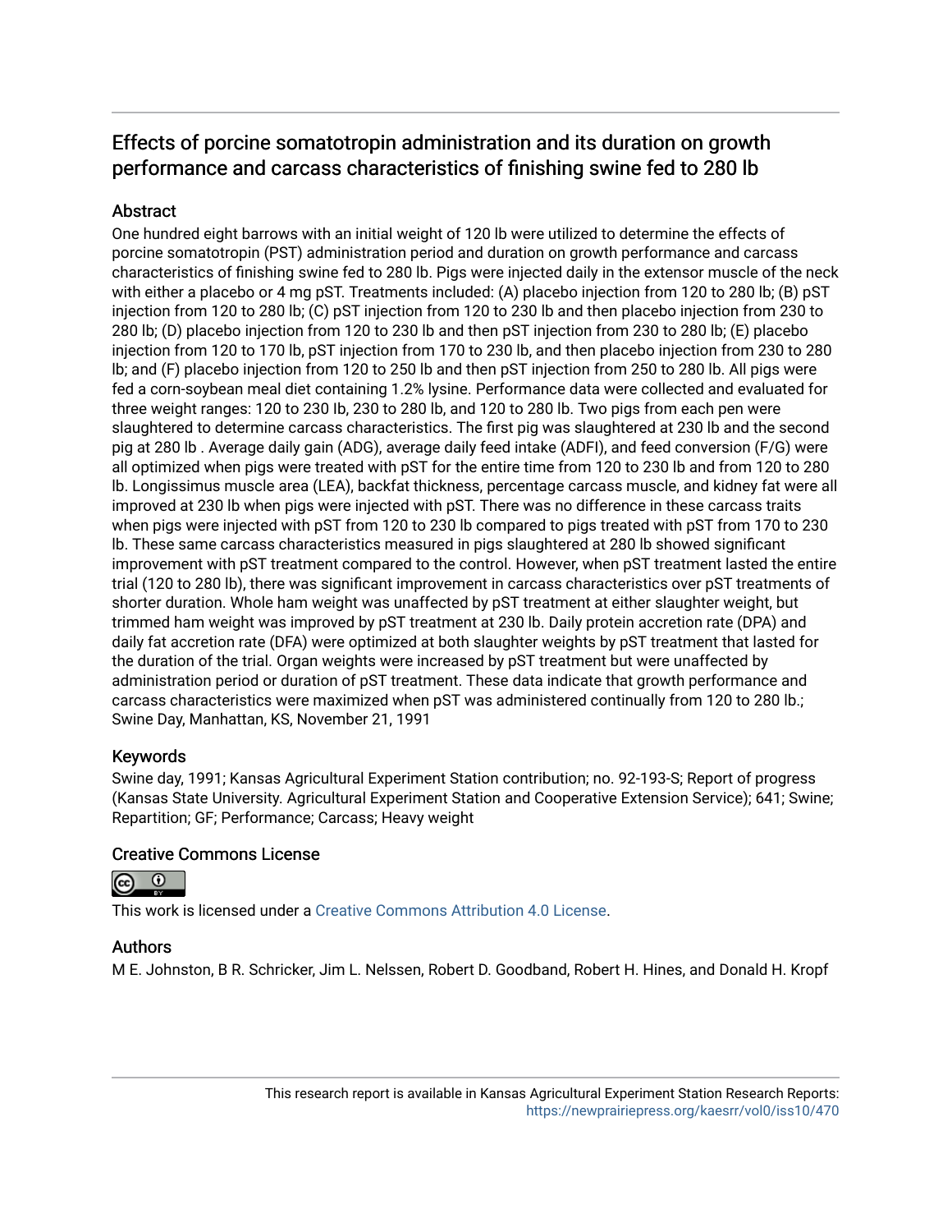# Effects of porcine somatotropin administration and its duration on growth performance and carcass characteristics of finishing swine fed to 280 lb

## Abstract

One hundred eight barrows with an initial weight of 120 lb were utilized to determine the effects of porcine somatotropin (PST) administration period and duration on growth performance and carcass characteristics of finishing swine fed to 280 lb. Pigs were injected daily in the extensor muscle of the neck with either a placebo or 4 mg pST. Treatments included: (A) placebo injection from 120 to 280 lb; (B) pST injection from 120 to 280 lb; (C) pST injection from 120 to 230 lb and then placebo injection from 230 to 280 lb; (D) placebo injection from 120 to 230 lb and then pST injection from 230 to 280 lb; (E) placebo injection from 120 to 170 lb, pST injection from 170 to 230 lb, and then placebo injection from 230 to 280 lb; and (F) placebo injection from 120 to 250 lb and then pST injection from 250 to 280 lb. All pigs were fed a corn-soybean meal diet containing 1.2% lysine. Performance data were collected and evaluated for three weight ranges: 120 to 230 lb, 230 to 280 lb, and 120 to 280 lb. Two pigs from each pen were slaughtered to determine carcass characteristics. The first pig was slaughtered at 230 lb and the second pig at 280 lb . Average daily gain (ADG), average daily feed intake (ADFI), and feed conversion (F/G) were all optimized when pigs were treated with pST for the entire time from 120 to 230 lb and from 120 to 280 lb. Longissimus muscle area (LEA), backfat thickness, percentage carcass muscle, and kidney fat were all improved at 230 lb when pigs were injected with pST. There was no difference in these carcass traits when pigs were injected with pST from 120 to 230 lb compared to pigs treated with pST from 170 to 230 lb. These same carcass characteristics measured in pigs slaughtered at 280 lb showed significant improvement with pST treatment compared to the control. However, when pST treatment lasted the entire trial (120 to 280 lb), there was significant improvement in carcass characteristics over pST treatments of shorter duration. Whole ham weight was unaffected by pST treatment at either slaughter weight, but trimmed ham weight was improved by pST treatment at 230 lb. Daily protein accretion rate (DPA) and daily fat accretion rate (DFA) were optimized at both slaughter weights by pST treatment that lasted for the duration of the trial. Organ weights were increased by pST treatment but were unaffected by administration period or duration of pST treatment. These data indicate that growth performance and carcass characteristics were maximized when pST was administered continually from 120 to 280 lb.; Swine Day, Manhattan, KS, November 21, 1991

## Keywords

Swine day, 1991; Kansas Agricultural Experiment Station contribution; no. 92-193-S; Report of progress (Kansas State University. Agricultural Experiment Station and Cooperative Extension Service); 641; Swine; Repartition; GF; Performance; Carcass; Heavy weight

## Creative Commons License

This work is licensed under a Creative Commons Attribution 4.0 License.

## Authors

M E. Johnston, B R. Schricker, Jim L. Nelssen, Robert D. Goodband, Robert H. Hines, and Donald H. Kropf

This research report is available in Kansas Agricultural Experiment Station Research Reports: https://newprairiepress.org/kaesrr/vol0/iss10/470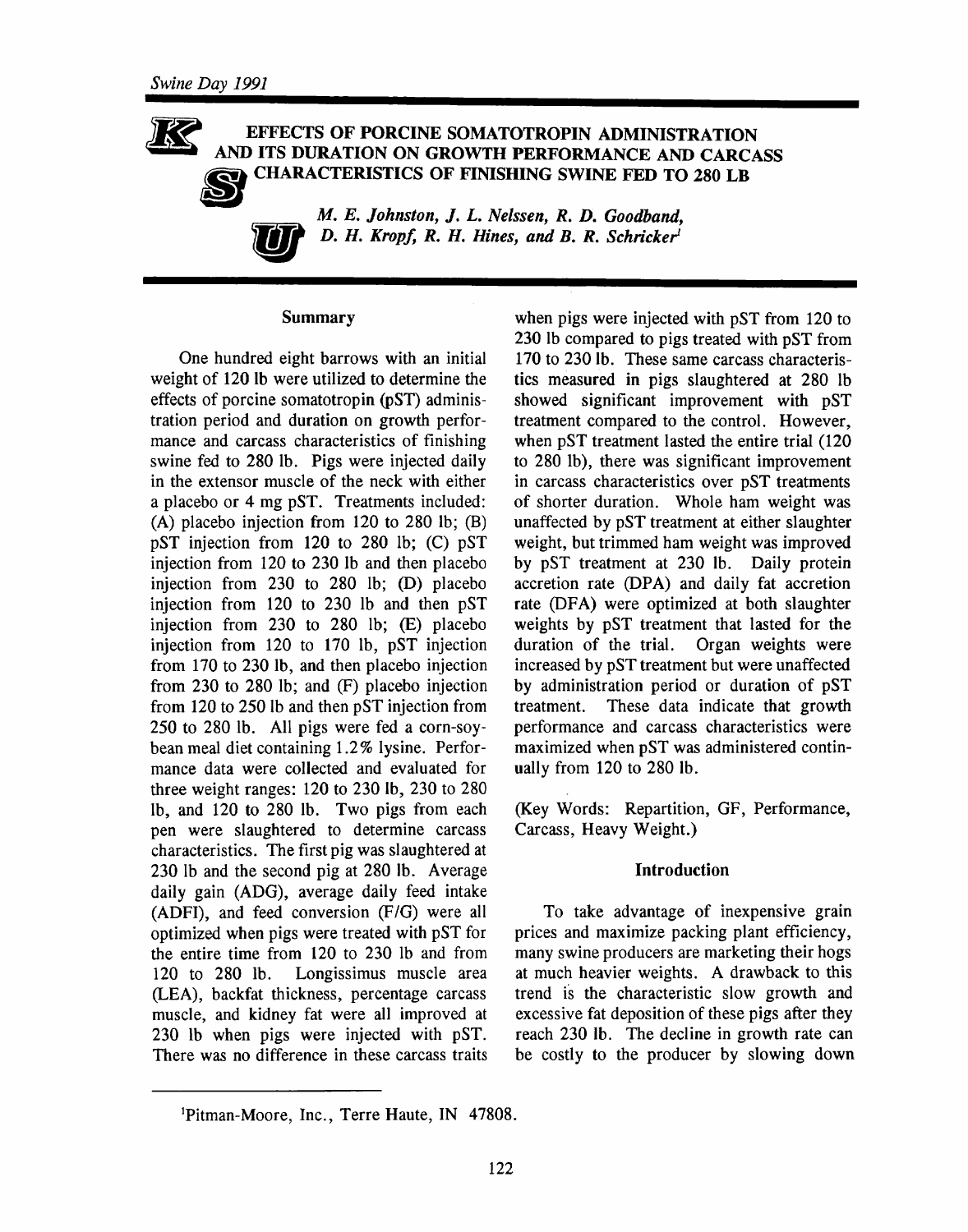# EFFECTS OF PORCINE SOMATOTROPIN ADMINISTRATION AND ITS DURATION ON GROWTH PERFORMANCE AND CARCASS CHARACTERISTICS OF FINISHING SWINE FED TO 280 LB

*M. E. Johnston, J. L. Nelssen, R. D. Goodband, D. H. Kropf, R. H. Hines, and B. R. Schricker*[1]

## Summary

One hundred eight barrows with an initial weight of 120 lb were utilized to determine the effects of porcine somatotropin (pST) administration period and duration on growth performance and carcass characteristics of finishing swine fed to 280 lb. Pigs were injected daily in the extensor muscle of the neck with either a placebo or 4 mg pST. Treatments included: (A) placebo injection from 120 to 280 lb; (B) pST injection from 120 to 280 lb; (C) pST injection from 120 to 230 lb and then placebo injection from 230 to 280 lb; (D) placebo injection from 120 to 230 lb and then pST injection from 230 to 280 lb; (E) placebo injection from 120 to 170 lb, pST injection from 170 to 230 lb, and then placebo injection from 230 to 280 lb; and (F) placebo injection from 120 to 250 lb and then pST injection from 250 to 280 lb. All pigs were fed a corn-soybean meal diet containing 1.2% lysine. Performance data were collected and evaluated for three weight ranges: 120 to 230 lb, 230 to 280 lb, and 120 to 280 lb. Two pigs from each pen were slaughtered to determine carcass characteristics. The first pig was slaughtered at 230 lb and the second pig at 280 lb. Average daily gain (ADG), average daily feed intake (ADFI), and feed conversion (F/G) were all optimized when pigs were treated with pST for the entire time from 120 to 230 lb and from 120 to 280 lb. Longissimus muscle area (LEA), backfat thickness, percentage carcass muscle, and kidney fat were all improved at 230 lb when pigs were injected with pST. There was no difference in these carcass traits when pigs were injected with pST from 120 to 230 lb compared to pigs treated with pST from 170 to 230 lb. These same carcass characteristics measured in pigs slaughtered at 280 lb showed significant improvement with pST treatment compared to the control. However, when pST treatment lasted the entire trial (120 to 280 lb), there was significant improvement in carcass characteristics over pST treatments of shorter duration. Whole ham weight was unaffected by pST treatment at either slaughter weight, but trimmed ham weight was improved by pST treatment at 230 lb. Daily protein accretion rate (DPA) and daily fat accretion rate (DFA) were optimized at both slaughter weights by pST treatment that lasted for the duration of the trial. Organ weights were increased by pST treatment but were unaffected by administration period or duration of pST treatment. These data indicate that growth performance and carcass characteristics were maximized when pST was administered continually from 120 to 280 lb.

(Key Words: Repartition, GF, Performance, Carcass, Heavy Weight.)

## Introduction

To take advantage of inexpensive grain prices and maximize packing plant efficiency, many swine producers are marketing their hogs at much heavier weights. A drawback to this trend is the characteristic slow growth and excessive fat deposition of these pigs after they reach 230 lb. The decline in growth rate can be costly to the producer by slowing down

[1] Pitman-Moore, Inc., Terre Haute, IN 47808.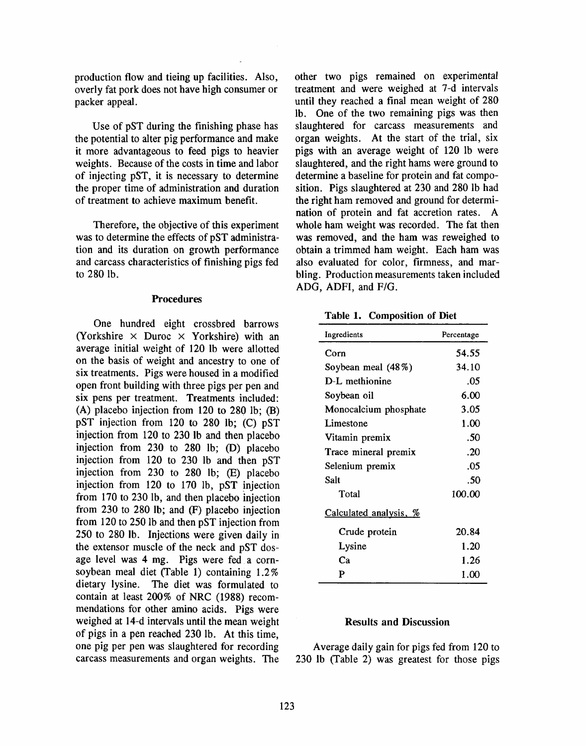production flow and tieing up facilities. Also, overly fat pork does not have high consumer or packer appeal.

Use of pST during the finishing phase has the potential to alter pig performance and make it more advantageous to feed pigs to heavier weights. Because of the costs in time and labor of injecting pST, it is necessary to determine the proper time of administration and duration of treatment to achieve maximum benefit.

Therefore, the objective of this experiment was to determine the effects of pST administration and its duration on growth performance and carcass characteristics of finishing pigs fed to 280 lb.

## Procedures

One hundred eight crossbred barrows (Yorkshire × Duroc × Yorkshire) with an average initial weight of 120 lb were allotted on the basis of weight and ancestry to one of six treatments. Pigs were housed in a modified open front building with three pigs per pen and six pens per treatment. Treatments included: (A) placebo injection from 120 to 280 lb; (B) pST injection from 120 to 280 lb; (C) pST injection from 120 to 230 lb and then placebo injection from 230 to 280 lb; (D) placebo injection from 120 to 230 lb and then pST injection from 230 to 280 lb; (E) placebo injection from 120 to 170 lb, pST injection from 170 to 230 lb, and then placebo injection from 230 to 280 lb; and (F) placebo injection from 120 to 250 lb and then pST injection from 250 to 280 lb. Injections were given daily in the extensor muscle of the neck and pST dosage level was 4 mg. Pigs were fed a corn-soybean meal diet (Table 1) containing 1.2% dietary lysine. The diet was formulated to contain at least 200% of NRC (1988) recommendations for other amino acids. Pigs were weighed at 14-d intervals until the mean weight of pigs in a pen reached 230 lb. At this time, one pig per pen was slaughtered for recording carcass measurements and organ weights. The other two pigs remained on experimental treatment and were weighed at 7-d intervals until they reached a final mean weight of 280 lb. One of the two remaining pigs was then slaughtered for carcass measurements and organ weights. At the start of the trial, six pigs with an average weight of 120 lb were slaughtered, and the right hams were ground to determine a baseline for protein and fat composition. Pigs slaughtered at 230 and 280 lb had the right ham removed and ground for determination of protein and fat accretion rates. A whole ham weight was recorded. The fat then was removed, and the ham was reweighed to obtain a trimmed ham weight. Each ham was also evaluated for color, firmness, and marbling. Production measurements taken included ADG, ADFI, and F/G.

**Table 1. Composition of Diet**

| Ingredients | Percentage |
|---|---|
| Corn | 54.55 |
| Soybean meal (48%) | 34.10 |
| D-L methionine | .05 |
| Soybean oil | 6.00 |
| Monocalcium phosphate | 3.05 |
| Limestone | 1.00 |
| Vitamin premix | .50 |
| Trace mineral premix | .20 |
| Selenium premix | .05 |
| Salt | .50 |
| Total | 100.00 |
| Calculated analysis, % | |
| Crude protein | 20.84 |
| Lysine | 1.20 |
| Ca | 1.26 |
| P | 1.00 |

## Results and Discussion

Average daily gain for pigs fed from 120 to 230 lb (Table 2) was greatest for those pigs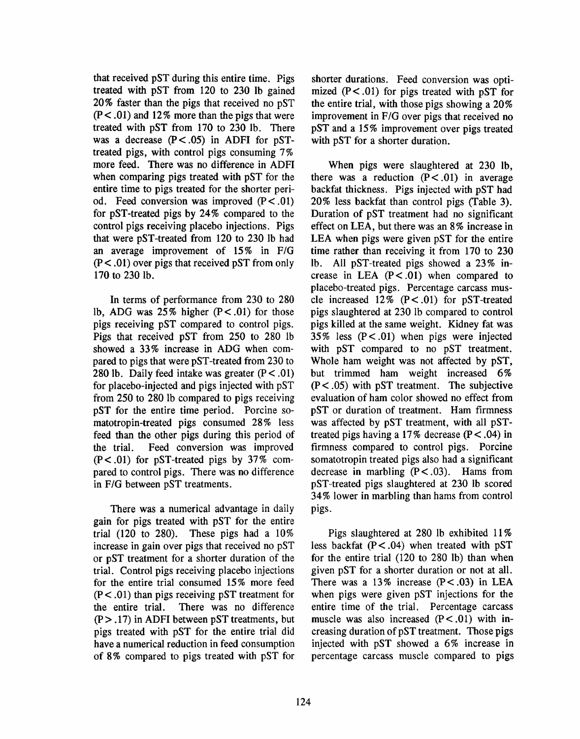that received pST during this entire time. Pigs treated with pST from 120 to 230 lb gained 20% faster than the pigs that received no pST ($P < .01$) and 12% more than the pigs that were treated with pST from 170 to 230 lb. There was a decrease ($P < .05$) in ADFI for pST-treated pigs, with control pigs consuming 7% more feed. There was no difference in ADFI when comparing pigs treated with pST for the entire time to pigs treated for the shorter period. Feed conversion was improved ($P < .01$) for pST-treated pigs by 24% compared to the control pigs receiving placebo injections. Pigs that were pST-treated from 120 to 230 lb had an average improvement of 15% in F/G ($P < .01$) over pigs that received pST from only 170 to 230 lb.

In terms of performance from 230 to 280 lb, ADG was 25% higher ($P < .01$) for those pigs receiving pST compared to control pigs. Pigs that received pST from 250 to 280 lb showed a 33% increase in ADG when compared to pigs that were pST-treated from 230 to 280 lb. Daily feed intake was greater ($P < .01$) for placebo-injected and pigs injected with pST from 250 to 280 lb compared to pigs receiving pST for the entire time period. Porcine somatotropin-treated pigs consumed 28% less feed than the other pigs during this period of the trial. Feed conversion was improved ($P < .01$) for pST-treated pigs by 37% compared to control pigs. There was no difference in F/G between pST treatments.

There was a numerical advantage in daily gain for pigs treated with pST for the entire trial (120 to 280). These pigs had a 10% increase in gain over pigs that received no pST or pST treatment for a shorter duration of the trial. Control pigs receiving placebo injections for the entire trial consumed 15% more feed ($P < .01$) than pigs receiving pST treatment for the entire trial. There was no difference ($P > .17$) in ADFI between pST treatments, but pigs treated with pST for the entire trial did have a numerical reduction in feed consumption of 8% compared to pigs treated with pST for shorter durations. Feed conversion was optimized ($P < .01$) for pigs treated with pST for the entire trial, with those pigs showing a 20% improvement in F/G over pigs that received no pST and a 15% improvement over pigs treated with pST for a shorter duration.

When pigs were slaughtered at 230 lb, there was a reduction ($P < .01$) in average backfat thickness. Pigs injected with pST had 20% less backfat than control pigs (Table 3). Duration of pST treatment had no significant effect on LEA, but there was an 8% increase in LEA when pigs were given pST for the entire time rather than receiving it from 170 to 230 lb. All pST-treated pigs showed a 23% increase in LEA ($P < .01$) when compared to placebo-treated pigs. Percentage carcass muscle increased 12% ($P < .01$) for pST-treated pigs slaughtered at 230 lb compared to control pigs killed at the same weight. Kidney fat was 35% less ($P < .01$) when pigs were injected with pST compared to no pST treatment. Whole ham weight was not affected by pST, but trimmed ham weight increased 6% ($P < .05$) with pST treatment. The subjective evaluation of ham color showed no effect from pST or duration of treatment. Ham firmness was affected by pST treatment, with all pST-treated pigs having a 17% decrease ($P < .04$) in firmness compared to control pigs. Porcine somatotropin treated pigs also had a significant decrease in marbling ($P < .03$). Hams from pST-treated pigs slaughtered at 230 lb scored 34% lower in marbling than hams from control pigs.

Pigs slaughtered at 280 lb exhibited 11% less backfat ($P < .04$) when treated with pST for the entire trial (120 to 280 lb) than when given pST for a shorter duration or not at all. There was a 13% increase ($P < .03$) in LEA when pigs were given pST injections for the entire time of the trial. Percentage carcass muscle was also increased ($P < .01$) with increasing duration of pST treatment. Those pigs injected with pST showed a 6% increase in percentage carcass muscle compared to pigs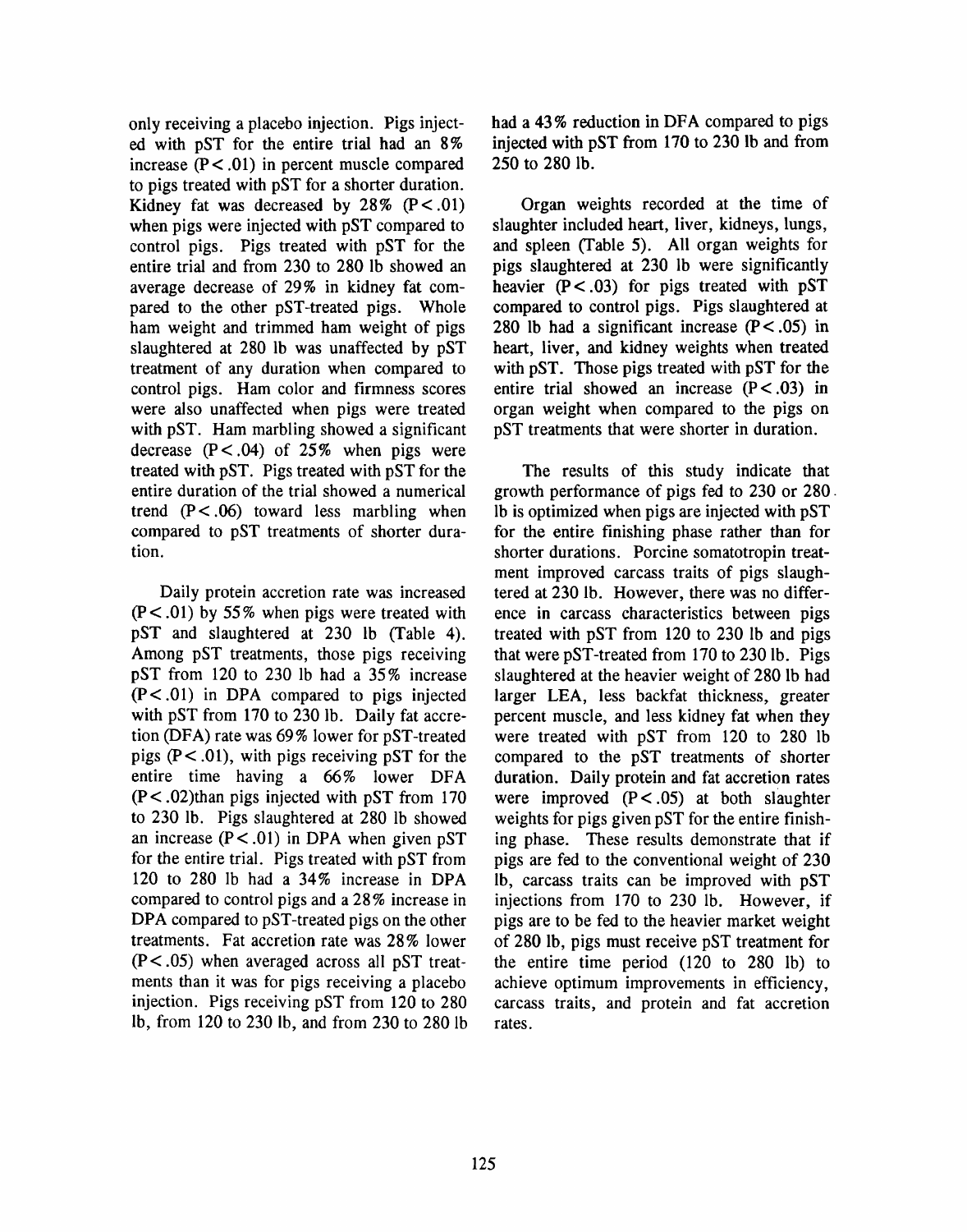only receiving a placebo injection. Pigs injected with pST for the entire trial had an 8% increase ($P < .01$) in percent muscle compared to pigs treated with pST for a shorter duration. Kidney fat was decreased by 28% ($P < .01$) when pigs were injected with pST compared to control pigs. Pigs treated with pST for the entire trial and from 230 to 280 lb showed an average decrease of 29% in kidney fat compared to the other pST-treated pigs. Whole ham weight and trimmed ham weight of pigs slaughtered at 280 lb was unaffected by pST treatment of any duration when compared to control pigs. Ham color and firmness scores were also unaffected when pigs were treated with pST. Ham marbling showed a significant decrease ($P < .04$) of 25% when pigs were treated with pST. Pigs treated with pST for the entire duration of the trial showed a numerical trend ($P < .06$) toward less marbling when compared to pST treatments of shorter duration.

Daily protein accretion rate was increased ($P < .01$) by 55% when pigs were treated with pST and slaughtered at 230 lb (Table 4). Among pST treatments, those pigs receiving pST from 120 to 230 lb had a 35% increase ($P < .01$) in DPA compared to pigs injected with pST from 170 to 230 lb. Daily fat accretion (DFA) rate was 69% lower for pST-treated pigs ($P < .01$), with pigs receiving pST for the entire time having a 66% lower DFA ($P < .02$)than pigs injected with pST from 170 to 230 lb. Pigs slaughtered at 280 lb showed an increase ($P < .01$) in DPA when given pST for the entire trial. Pigs treated with pST from 120 to 280 lb had a 34% increase in DPA compared to control pigs and a 28% increase in DPA compared to pST-treated pigs on the other treatments. Fat accretion rate was 28% lower ($P < .05$) when averaged across all pST treatments than it was for pigs receiving a placebo injection. Pigs receiving pST from 120 to 280 lb, from 120 to 230 lb, and from 230 to 280 lb had a 43% reduction in DFA compared to pigs injected with pST from 170 to 230 lb and from 250 to 280 lb.

Organ weights recorded at the time of slaughter included heart, liver, kidneys, lungs, and spleen (Table 5). All organ weights for pigs slaughtered at 230 lb were significantly heavier ($P < .03$) for pigs treated with pST compared to control pigs. Pigs slaughtered at 280 lb had a significant increase ($P < .05$) in heart, liver, and kidney weights when treated with pST. Those pigs treated with pST for the entire trial showed an increase ($P < .03$) in organ weight when compared to the pigs on pST treatments that were shorter in duration.

The results of this study indicate that growth performance of pigs fed to 230 or 280 lb is optimized when pigs are injected with pST for the entire finishing phase rather than for shorter durations. Porcine somatotropin treatment improved carcass traits of pigs slaughtered at 230 lb. However, there was no difference in carcass characteristics between pigs treated with pST from 120 to 230 lb and pigs that were pST-treated from 170 to 230 lb. Pigs slaughtered at the heavier weight of 280 lb had larger LEA, less backfat thickness, greater percent muscle, and less kidney fat when they were treated with pST from 120 to 280 lb compared to the pST treatments of shorter duration. Daily protein and fat accretion rates were improved ($P < .05$) at both slaughter weights for pigs given pST for the entire finishing phase. These results demonstrate that if pigs are fed to the conventional weight of 230 lb, carcass traits can be improved with pST injections from 170 to 230 lb. However, if pigs are to be fed to the heavier market weight of 280 lb, pigs must receive pST treatment for the entire time period (120 to 280 lb) to achieve optimum improvements in efficiency, carcass traits, and protein and fat accretion rates.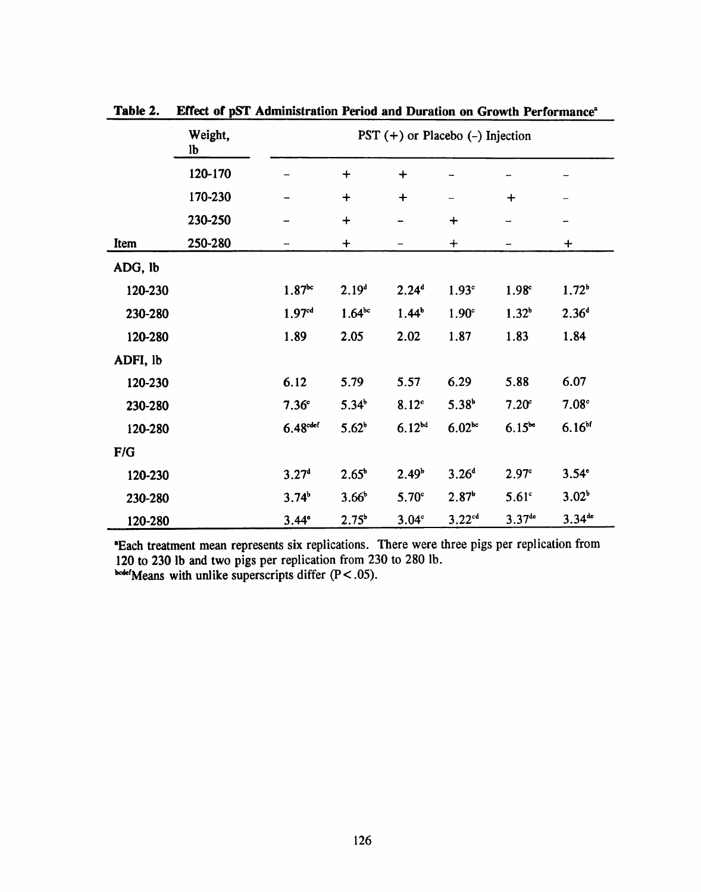**Table 2. Effect of pST Administration Period and Duration on Growth Performance[a]**

| Item | Weight, lb | PST (+) or Placebo (-) Injection | | | | | |
|---|---|---|---|---|---|---|---|
| | 120-170 | – | + | + | – | – | – |
| | 170-230 | – | + | + | – | + | – |
| | 230-250 | – | + | – | + | – | – |
| | 250-280 | – | + | – | + | – | + |
| **ADG, lb** | | | | | | | |
| 120-230 | | 1.87[bc] | 2.19[d] | 2.24[d] | 1.93[c] | 1.98[c] | 1.72[b] |
| 230-280 | | 1.97[cd] | 1.64[bc] | 1.44[b] | 1.90[c] | 1.32[b] | 2.36[d] |
| 120-280 | | 1.89 | 2.05 | 2.02 | 1.87 | 1.83 | 1.84 |
| **ADFI, lb** | | | | | | | |
| 120-230 | | 6.12 | 5.79 | 5.57 | 6.29 | 5.88 | 6.07 |
| 230-280 | | 7.36[c] | 5.34[b] | 8.12[c] | 5.38[b] | 7.20[c] | 7.08[c] |
| 120-280 | | 6.48[cdef] | 5.62[b] | 6.12[bd] | 6.02[bc] | 6.15[be] | 6.16[bf] |
| **F/G** | | | | | | | |
| 120-230 | | 3.27[d] | 2.65[b] | 2.49[b] | 3.26[d] | 2.97[c] | 3.54[e] |
| 230-280 | | 3.74[b] | 3.66[b] | 5.70[c] | 2.87[b] | 5.61[c] | 3.02[b] |
| 120-280 | | 3.44[e] | 2.75[b] | 3.04[c] | 3.22[cd] | 3.37[de] | 3.34[de] |

[a]Each treatment mean represents six replications. There were three pigs per replication from 120 to 230 lb and two pigs per replication from 230 to 280 lb.
[bcdef]Means with unlike superscripts differ ($P < .05$).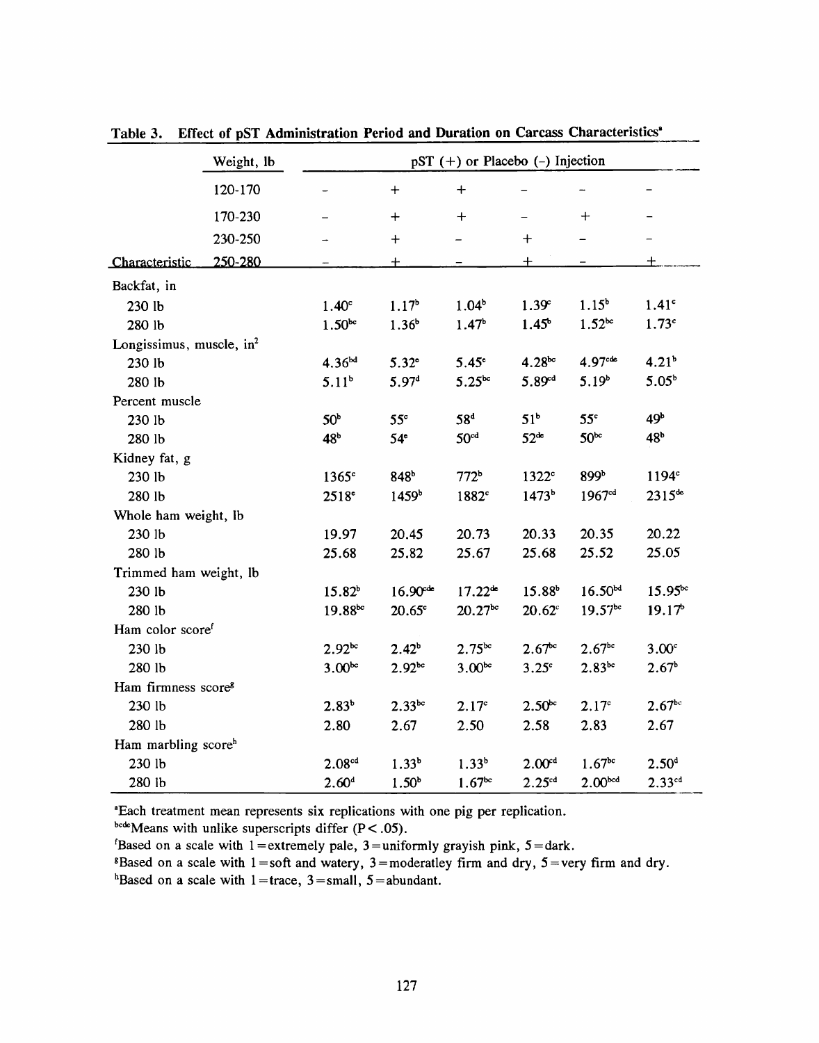Table 3. Effect of pST Administration Period and Duration on Carcass Characteristics[a]

| | Weight, lb | pST (+) or Placebo (–) Injection | | | | | |
|---|---|---|---|---|---|---|---|
| | 120-170 | – | + | + | – | – | – |
| | 170-230 | – | + | + | – | + | – |
| | 230-250 | – | + | – | + | – | – |
| Characteristic | 250-280 | – | + | – | + | – | + |
| Backfat, in | | | | | | | |
| 230 lb | | 1.40[c] | 1.17[b] | 1.04[b] | 1.39[c] | 1.15[b] | 1.41[c] |
| 280 lb | | 1.50[bc] | 1.36[b] | 1.47[b] | 1.45[b] | 1.52[bc] | 1.73[c] |
| Longissimus, muscle, in$^2$ | | | | | | | |
| 230 lb | | 4.36[bd] | 5.32[e] | 5.45[e] | 4.28[bc] | 4.97[cde] | 4.21[b] |
| 280 lb | | 5.11[b] | 5.97[d] | 5.25[bc] | 5.89[cd] | 5.19[b] | 5.05[b] |
| Percent muscle | | | | | | | |
| 230 lb | | 50[b] | 55[c] | 58[d] | 51[b] | 55[c] | 49[b] |
| 280 lb | | 48[b] | 54[e] | 50[cd] | 52[de] | 50[bc] | 48[b] |
| Kidney fat, g | | | | | | | |
| 230 lb | | 1365[c] | 848[b] | 772[b] | 1322[c] | 899[b] | 1194[c] |
| 280 lb | | 2518[e] | 1459[b] | 1882[c] | 1473[b] | 1967[cd] | 2315[de] |
| Whole ham weight, lb | | | | | | | |
| 230 lb | | 19.97 | 20.45 | 20.73 | 20.33 | 20.35 | 20.22 |
| 280 lb | | 25.68 | 25.82 | 25.67 | 25.68 | 25.52 | 25.05 |
| Trimmed ham weight, lb | | | | | | | |
| 230 lb | | 15.82[b] | 16.90[cde] | 17.22[de] | 15.88[b] | 16.50[bd] | 15.95[bc] |
| 280 lb | | 19.88[bc] | 20.65[c] | 20.27[bc] | 20.62[c] | 19.57[bc] | 19.17[b] |
| Ham color score[f] | | | | | | | |
| 230 lb | | 2.92[bc] | 2.42[b] | 2.75[bc] | 2.67[bc] | 2.67[bc] | 3.00[c] |
| 280 lb | | 3.00[bc] | 2.92[bc] | 3.00[bc] | 3.25[c] | 2.83[bc] | 2.67[b] |
| Ham firmness score[g] | | | | | | | |
| 230 lb | | 2.83[b] | 2.33[bc] | 2.17[c] | 2.50[bc] | 2.17[c] | 2.67[bc] |
| 280 lb | | 2.80 | 2.67 | 2.50 | 2.58 | 2.83 | 2.67 |
| Ham marbling score[h] | | | | | | | |
| 230 lb | | 2.08[cd] | 1.33[b] | 1.33[b] | 2.00[cd] | 1.67[bc] | 2.50[d] |
| 280 lb | | 2.60[d] | 1.50[b] | 1.67[bc] | 2.25[cd] | 2.00[bcd] | 2.33[cd] |

[a]Each treatment mean represents six replications with one pig per replication.

[bcde]Means with unlike superscripts differ ($P < .05$).

[f]Based on a scale with 1 = extremely pale, 3 = uniformly grayish pink, 5 = dark.

[g]Based on a scale with 1 = soft and watery, 3 = moderatley firm and dry, 5 = very firm and dry.

[h]Based on a scale with 1 = trace, 3 = small, 5 = abundant.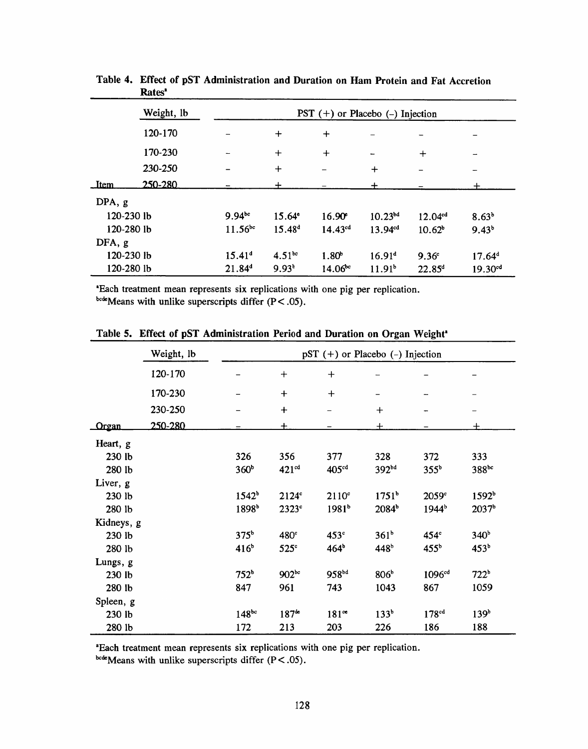**Table 4. Effect of pST Administration and Duration on Ham Protein and Fat Accretion Rates[a]**

| Item | Weight, lb | PST (+) or Placebo (–) Injection | | | | | |
|---|---|---|---|---|---|---|---|
| | 120-170 | – | + | + | – | – | – |
| | 170-230 | – | + | + | – | + | – |
| | 230-250 | – | + | – | + | – | – |
| | 250-280 | – | + | – | + | – | + |
| DPA, g | | | | | | | |
| 120-230 lb | | 9.94[bc] | 15.64[e] | 16.90[e] | 10.23[bd] | 12.04[cd] | 8.63[b] |
| 120-280 lb | | 11.56[bc] | 15.48[d] | 14.43[cd] | 13.94[cd] | 10.62[b] | 9.43[b] |
| DFA, g | | | | | | | |
| 120-230 lb | | 15.41[d] | 4.51[bc] | 1.80[b] | 16.91[d] | 9.36[c] | 17.64[d] |
| 120-280 lb | | 21.84[d] | 9.93[b] | 14.06[bc] | 11.91[b] | 22.85[d] | 19.30[cd] |

[a]Each treatment mean represents six replications with one pig per replication.
[bcde]Means with unlike superscripts differ ($P < .05$).

**Table 5. Effect of pST Administration Period and Duration on Organ Weight[a]**

| Organ | Weight, lb | pST (+) or Placebo (–) Injection | | | | | |
|---|---|---|---|---|---|---|---|
| | 120-170 | – | + | + | – | – | – |
| | 170-230 | – | + | + | – | – | – |
| | 230-250 | – | + | – | + | – | – |
| | 250-280 | – | + | – | + | – | + |
| Heart, g | | | | | | | |
| 230 lb | | 326 | 356 | 377 | 328 | 372 | 333 |
| 280 lb | | 360[b] | 421[cd] | 405[cd] | 392[bd] | 355[b] | 388[bc] |
| Liver, g | | | | | | | |
| 230 lb | | 1542[b] | 2124[c] | 2110[c] | 1751[b] | 2059[c] | 1592[b] |
| 280 lb | | 1898[b] | 2323[c] | 1981[b] | 2084[b] | 1944[b] | 2037[b] |
| Kidneys, g | | | | | | | |
| 230 lb | | 375[b] | 480[c] | 453[c] | 361[b] | 454[c] | 340[b] |
| 280 lb | | 416[b] | 525[c] | 464[b] | 448[b] | 455[b] | 453[b] |
| Lungs, g | | | | | | | |
| 230 lb | | 752[b] | 902[bc] | 958[bd] | 806[b] | 1096[cd] | 722[b] |
| 280 lb | | 847 | 961 | 743 | 1043 | 867 | 1059 |
| Spleen, g | | | | | | | |
| 230 lb | | 148[bc] | 187[de] | 181[ce] | 133[b] | 178[cd] | 139[b] |
| 280 lb | | 172 | 213 | 203 | 226 | 186 | 188 |

[a]Each treatment mean represents six replications with one pig per replication.
[bcde]Means with unlike superscripts differ ($P < .05$).